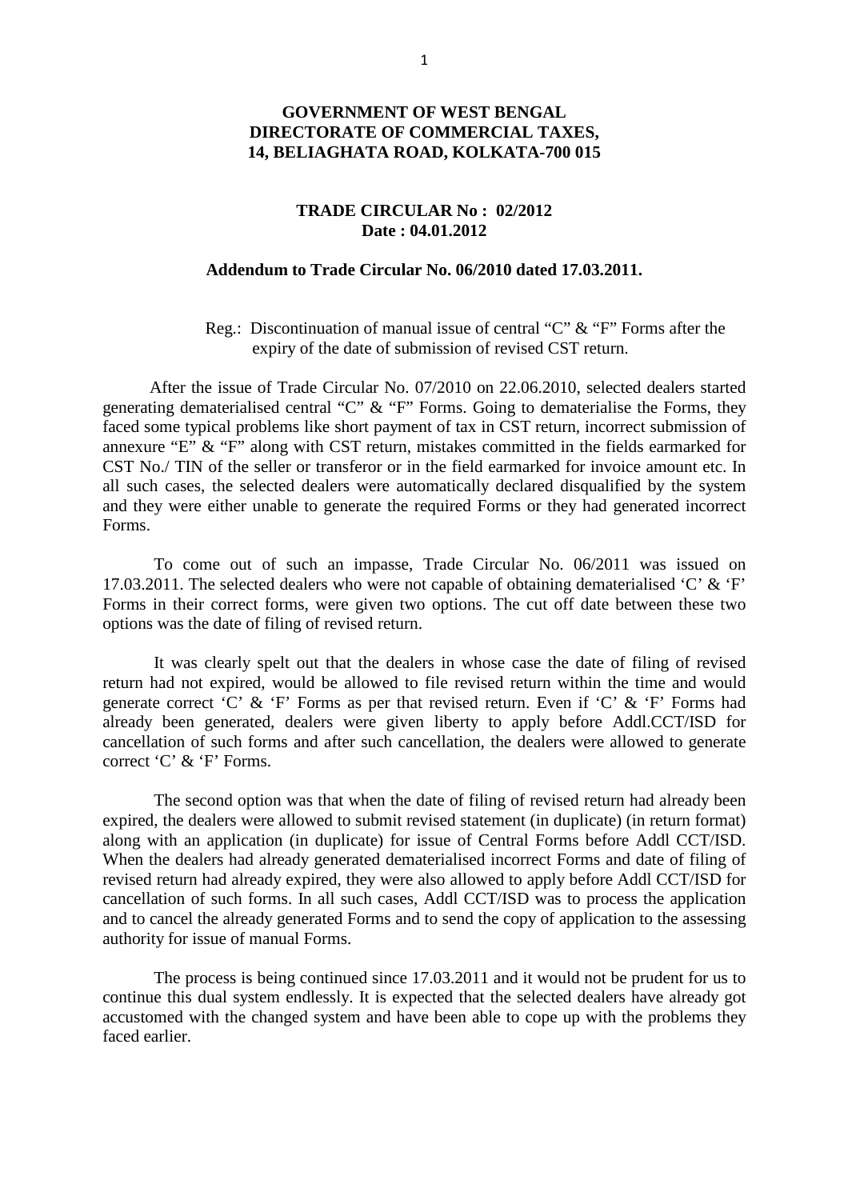**GOVERNMENT OF WEST BENGAL**
**DIRECTORATE OF COMMERCIAL TAXES,**
**14, BELIAGHATA ROAD, KOLKATA-700 015**

**TRADE CIRCULAR No : 02/2012**
**Date : 04.01.2012**

**Addendum to Trade Circular No. 06/2010 dated 17.03.2011.**

Reg.: Discontinuation of manual issue of central "C" & "F" Forms after the expiry of the date of submission of revised CST return.

After the issue of Trade Circular No. 07/2010 on 22.06.2010, selected dealers started generating dematerialised central "C" & "F" Forms. Going to dematerialise the Forms, they faced some typical problems like short payment of tax in CST return, incorrect submission of annexure "E" & "F" along with CST return, mistakes committed in the fields earmarked for CST No./ TIN of the seller or transferor or in the field earmarked for invoice amount etc. In all such cases, the selected dealers were automatically declared disqualified by the system and they were either unable to generate the required Forms or they had generated incorrect Forms.

To come out of such an impasse, Trade Circular No. 06/2011 was issued on 17.03.2011. The selected dealers who were not capable of obtaining dematerialised 'C' & 'F' Forms in their correct forms, were given two options. The cut off date between these two options was the date of filing of revised return.

It was clearly spelt out that the dealers in whose case the date of filing of revised return had not expired, would be allowed to file revised return within the time and would generate correct 'C' & 'F' Forms as per that revised return. Even if 'C' & 'F' Forms had already been generated, dealers were given liberty to apply before Addl.CCT/ISD for cancellation of such forms and after such cancellation, the dealers were allowed to generate correct 'C' & 'F' Forms.

The second option was that when the date of filing of revised return had already been expired, the dealers were allowed to submit revised statement (in duplicate) (in return format) along with an application (in duplicate) for issue of Central Forms before Addl CCT/ISD. When the dealers had already generated dematerialised incorrect Forms and date of filing of revised return had already expired, they were also allowed to apply before Addl CCT/ISD for cancellation of such forms. In all such cases, Addl CCT/ISD was to process the application and to cancel the already generated Forms and to send the copy of application to the assessing authority for issue of manual Forms.

The process is being continued since 17.03.2011 and it would not be prudent for us to continue this dual system endlessly. It is expected that the selected dealers have already got accustomed with the changed system and have been able to cope up with the problems they faced earlier.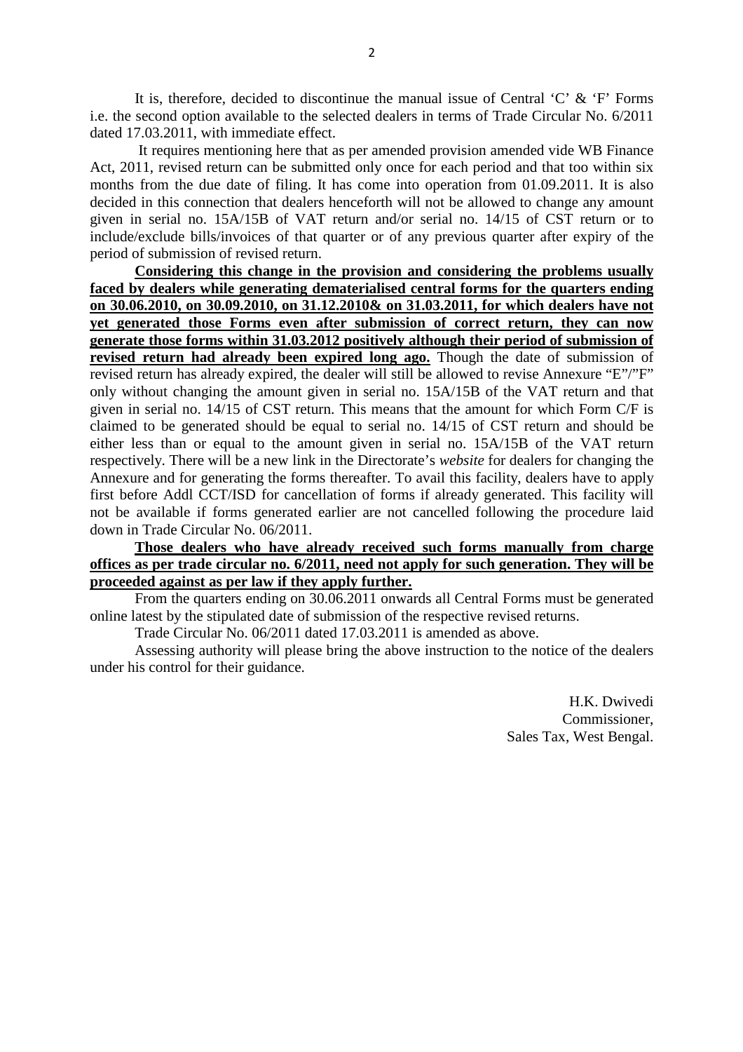It is, therefore, decided to discontinue the manual issue of Central 'C' & 'F' Forms i.e. the second option available to the selected dealers in terms of Trade Circular No. 6/2011 dated 17.03.2011, with immediate effect.

It requires mentioning here that as per amended provision amended vide WB Finance Act, 2011, revised return can be submitted only once for each period and that too within six months from the due date of filing. It has come into operation from 01.09.2011. It is also decided in this connection that dealers henceforth will not be allowed to change any amount given in serial no. 15A/15B of VAT return and/or serial no. 14/15 of CST return or to include/exclude bills/invoices of that quarter or of any previous quarter after expiry of the period of submission of revised return.

**Considering this change in the provision and considering the problems usually faced by dealers while generating dematerialised central forms for the quarters ending on 30.06.2010, on 30.09.2010, on 31.12.2010& on 31.03.2011, for which dealers have not yet generated those Forms even after submission of correct return, they can now generate those forms within 31.03.2012 positively although their period of submission of revised return had already been expired long ago.** Though the date of submission of revised return has already expired, the dealer will still be allowed to revise Annexure "E"/"F" only without changing the amount given in serial no. 15A/15B of the VAT return and that given in serial no. 14/15 of CST return. This means that the amount for which Form C/F is claimed to be generated should be equal to serial no. 14/15 of CST return and should be either less than or equal to the amount given in serial no. 15A/15B of the VAT return respectively. There will be a new link in the Directorate's *website* for dealers for changing the Annexure and for generating the forms thereafter. To avail this facility, dealers have to apply first before Addl CCT/ISD for cancellation of forms if already generated. This facility will not be available if forms generated earlier are not cancelled following the procedure laid down in Trade Circular No. 06/2011.

**Those dealers who have already received such forms manually from charge offices as per trade circular no. 6/2011, need not apply for such generation. They will be proceeded against as per law if they apply further.**

From the quarters ending on 30.06.2011 onwards all Central Forms must be generated online latest by the stipulated date of submission of the respective revised returns.

Trade Circular No. 06/2011 dated 17.03.2011 is amended as above.

Assessing authority will please bring the above instruction to the notice of the dealers under his control for their guidance.

H.K. Dwivedi
Commissioner,
Sales Tax, West Bengal.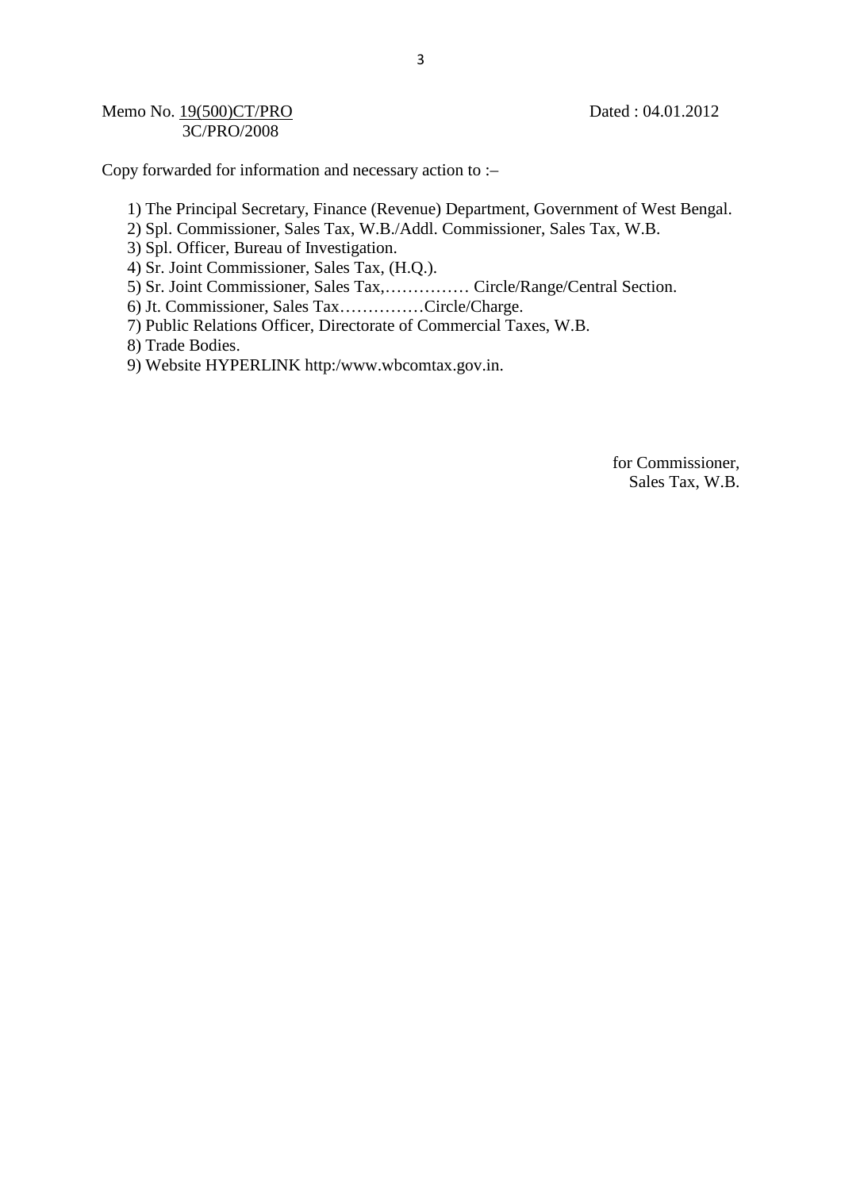Memo No. 19(500)CT/PRO
3C/PRO/2008

Dated : 04.01.2012

Copy forwarded for information and necessary action to :–

1) The Principal Secretary, Finance (Revenue) Department, Government of West Bengal.
2) Spl. Commissioner, Sales Tax, W.B./Addl. Commissioner, Sales Tax, W.B.
3) Spl. Officer, Bureau of Investigation.
4) Sr. Joint Commissioner, Sales Tax, (H.Q.).
5) Sr. Joint Commissioner, Sales Tax,…………… Circle/Range/Central Section.
6) Jt. Commissioner, Sales Tax……………Circle/Charge.
7) Public Relations Officer, Directorate of Commercial Taxes, W.B.
8) Trade Bodies.
9) Website HYPERLINK http:/www.wbcomtax.gov.in.

for Commissioner,
Sales Tax, W.B.